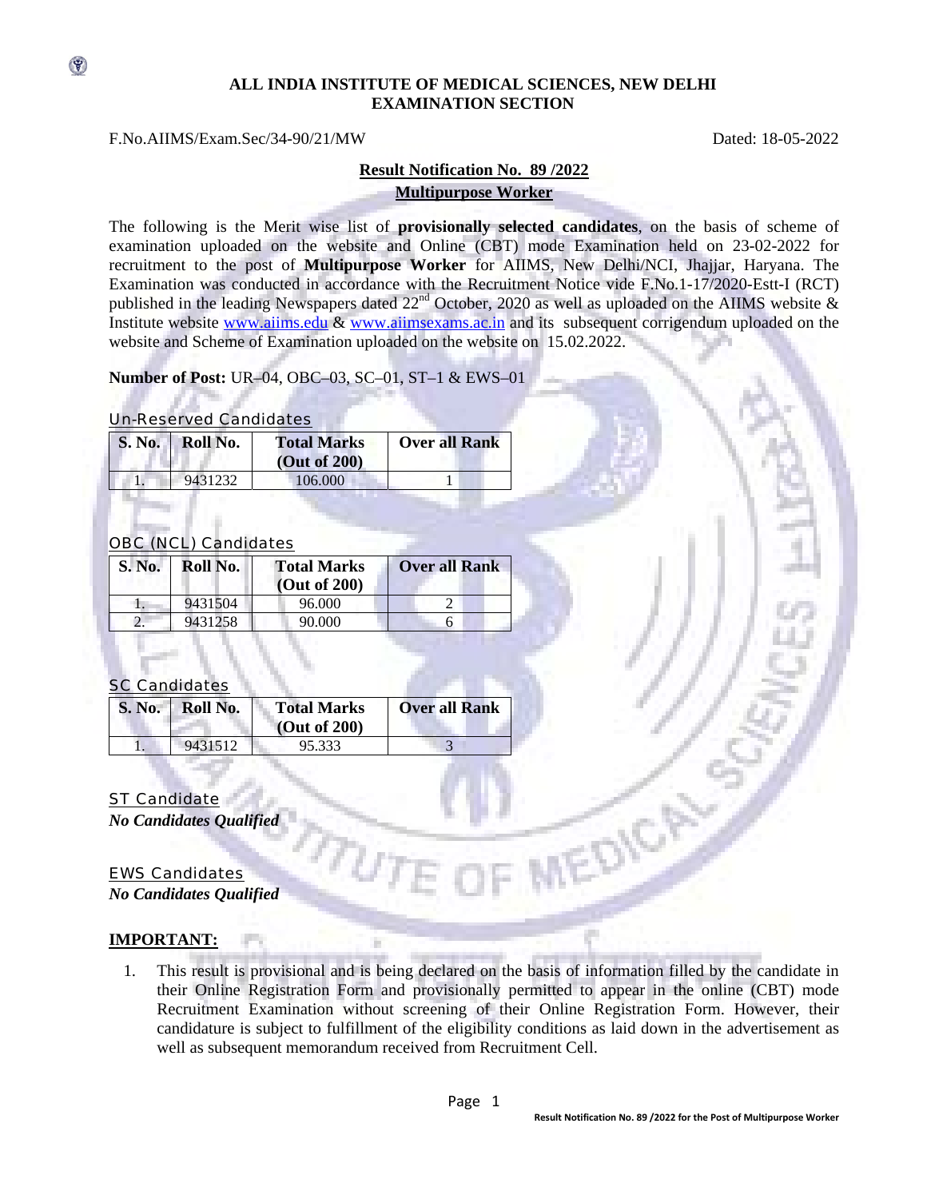**ALL INDIA INSTITUTE OF MEDICAL SCIENCES, NEW DELHI**
**EXAMINATION SECTION**

F.No.AIIMS/Exam.Sec/34-90/21/MW

Dated: 18-05-2022

**Result Notification No. 89 /2022**
**Multipurpose Worker**

The following is the Merit wise list of **provisionally selected candidates**, on the basis of scheme of examination uploaded on the website and Online (CBT) mode Examination held on 23-02-2022 for recruitment to the post of **Multipurpose Worker** for AIIMS, New Delhi/NCI, Jhajjar, Haryana. The Examination was conducted in accordance with the Recruitment Notice vide F.No.1-17/2020-Estt-I (RCT) published in the leading Newspapers dated 22nd October, 2020 as well as uploaded on the AIIMS website & Institute website www.aiims.edu & www.aiimsexams.ac.in and its subsequent corrigendum uploaded on the website and Scheme of Examination uploaded on the website on 15.02.2022.

**Number of Post:** UR–04, OBC–03, SC–01, ST–1 & EWS–01

Un-Reserved Candidates

| S. No. | Roll No. | Total Marks (Out of 200) | Over all Rank |
|---|---|---|---|
| 1. | 9431232 | 106.000 | 1 |

OBC (NCL) Candidates

| S. No. | Roll No. | Total Marks (Out of 200) | Over all Rank |
|---|---|---|---|
| 1. | 9431504 | 96.000 | 2 |
| 2. | 9431258 | 90.000 | 6 |

SC Candidates

| S. No. | Roll No. | Total Marks (Out of 200) | Over all Rank |
|---|---|---|---|
| 1. | 9431512 | 95.333 | 3 |

ST Candidate

***No Candidates Qualified***

EWS Candidates

***No Candidates Qualified***

**IMPORTANT:**

1. This result is provisional and is being declared on the basis of information filled by the candidate in their Online Registration Form and provisionally permitted to appear in the online (CBT) mode Recruitment Examination without screening of their Online Registration Form. However, their candidature is subject to fulfillment of the eligibility conditions as laid down in the advertisement as well as subsequent memorandum received from Recruitment Cell.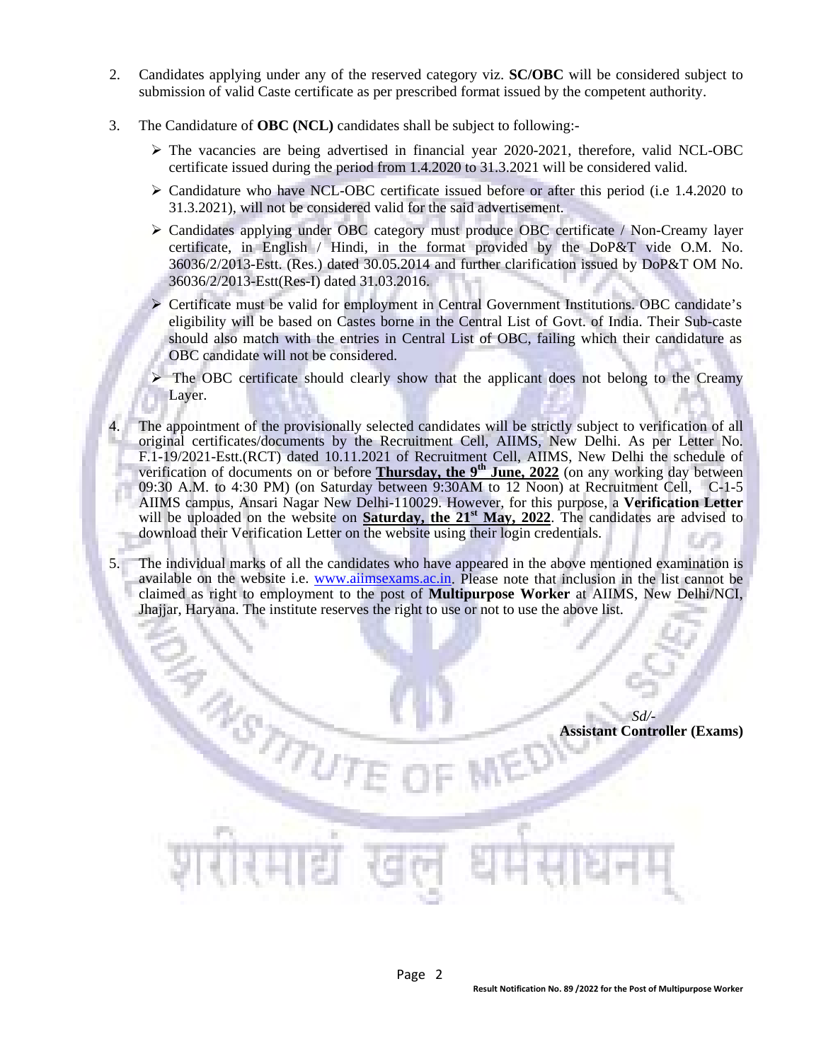2. Candidates applying under any of the reserved category viz. **SC/OBC** will be considered subject to submission of valid Caste certificate as per prescribed format issued by the competent authority.

3. The Candidature of **OBC (NCL)** candidates shall be subject to following:-

   - The vacancies are being advertised in financial year 2020-2021, therefore, valid NCL-OBC certificate issued during the period from 1.4.2020 to 31.3.2021 will be considered valid.
   - Candidature who have NCL-OBC certificate issued before or after this period (i.e 1.4.2020 to 31.3.2021), will not be considered valid for the said advertisement.
   - Candidates applying under OBC category must produce OBC certificate / Non-Creamy layer certificate, in English / Hindi, in the format provided by the DoP&T vide O.M. No. 36036/2/2013-Estt. (Res.) dated 30.05.2014 and further clarification issued by DoP&T OM No. 36036/2/2013-Estt(Res-I) dated 31.03.2016.
   - Certificate must be valid for employment in Central Government Institutions. OBC candidate's eligibility will be based on Castes borne in the Central List of Govt. of India. Their Sub-caste should also match with the entries in Central List of OBC, failing which their candidature as OBC candidate will not be considered.
   - The OBC certificate should clearly show that the applicant does not belong to the Creamy Layer.

4. The appointment of the provisionally selected candidates will be strictly subject to verification of all original certificates/documents by the Recruitment Cell, AIIMS, New Delhi. As per Letter No. F.1-19/2021-Estt.(RCT) dated 10.11.2021 of Recruitment Cell, AIIMS, New Delhi the schedule of verification of documents on or before **<u>Thursday, the 9th June, 2022</u>** (on any working day between 09:30 A.M. to 4:30 PM) (on Saturday between 9:30AM to 12 Noon) at Recruitment Cell, C-1-5 AIIMS campus, Ansari Nagar New Delhi-110029. However, for this purpose, a **Verification Letter** will be uploaded on the website on **<u>Saturday, the 21st May, 2022</u>**. The candidates are advised to download their Verification Letter on the website using their login credentials.

5. The individual marks of all the candidates who have appeared in the above mentioned examination is available on the website i.e. www.aiimsexams.ac.in. Please note that inclusion in the list cannot be claimed as right to employment to the post of **Multipurpose Worker** at AIIMS, New Delhi/NCI, Jhajjar, Haryana. The institute reserves the right to use or not to use the above list.

*Sd/-*
**Assistant Controller (Exams)**

**Result Notification No. 89 /2022 for the Post of Multipurpose Worker**